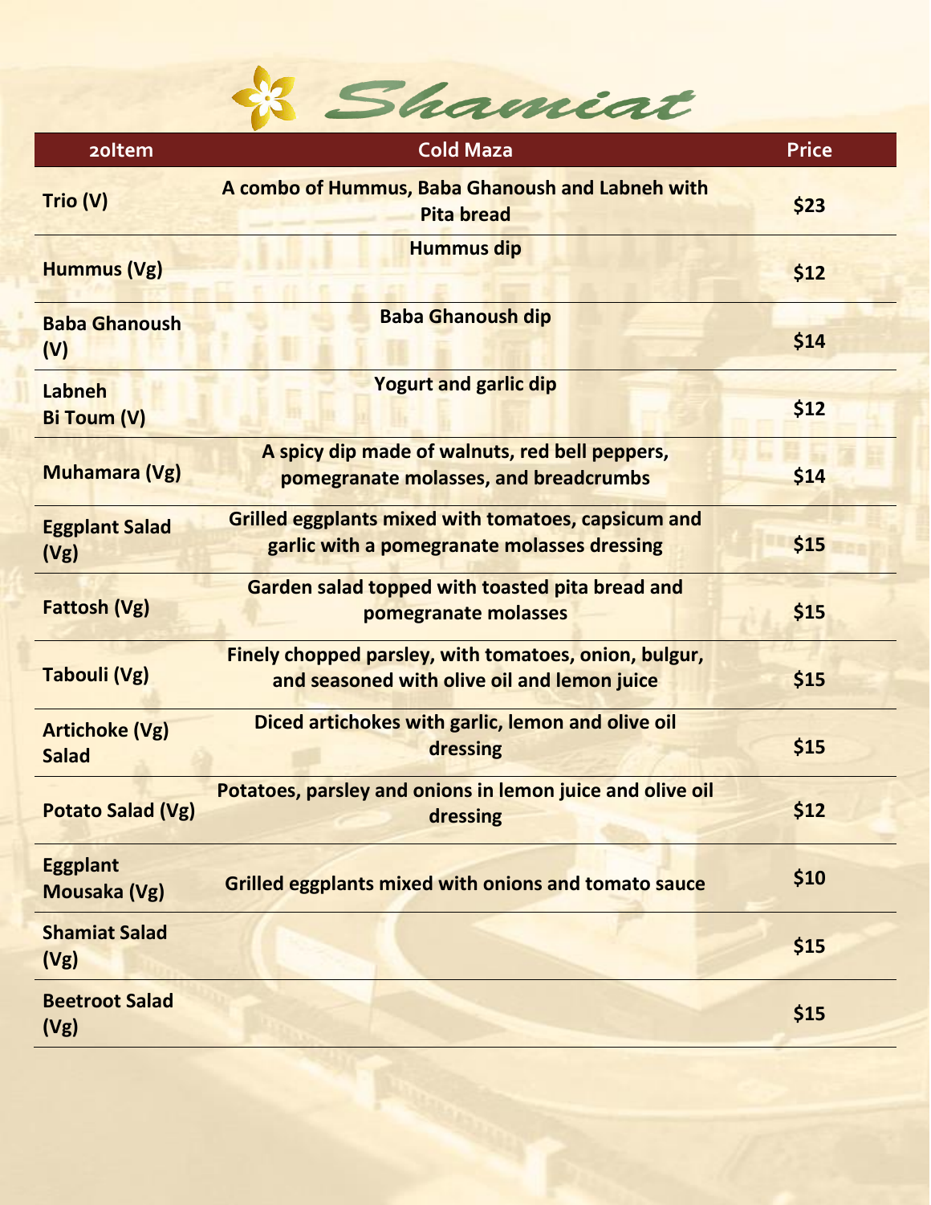# Shamiat

| 20Item | Cold Maza | Price |
| --- | --- | --- |
| Trio (V) | A combo of Hummus, Baba Ghanoush and Labneh with Pita bread | $23 |
| Hummus (Vg) | Hummus dip | $12 |
| Baba Ghanoush (V) | Baba Ghanoush dip | $14 |
| Labneh Bi Toum (V) | Yogurt and garlic dip | $12 |
| Muhamara (Vg) | A spicy dip made of walnuts, red bell peppers, pomegranate molasses, and breadcrumbs | $14 |
| Eggplant Salad (Vg) | Grilled eggplants mixed with tomatoes, capsicum and garlic with a pomegranate molasses dressing | $15 |
| Fattosh (Vg) | Garden salad topped with toasted pita bread and pomegranate molasses | $15 |
| Tabouli (Vg) | Finely chopped parsley, with tomatoes, onion, bulgur, and seasoned with olive oil and lemon juice | $15 |
| Artichoke (Vg) Salad | Diced artichokes with garlic, lemon and olive oil dressing | $15 |
| Potato Salad (Vg) | Potatoes, parsley and onions in lemon juice and olive oil dressing | $12 |
| Eggplant Mousaka (Vg) | Grilled eggplants mixed with onions and tomato sauce | $10 |
| Shamiat Salad (Vg) | | $15 |
| Beetroot Salad (Vg) | | $15 |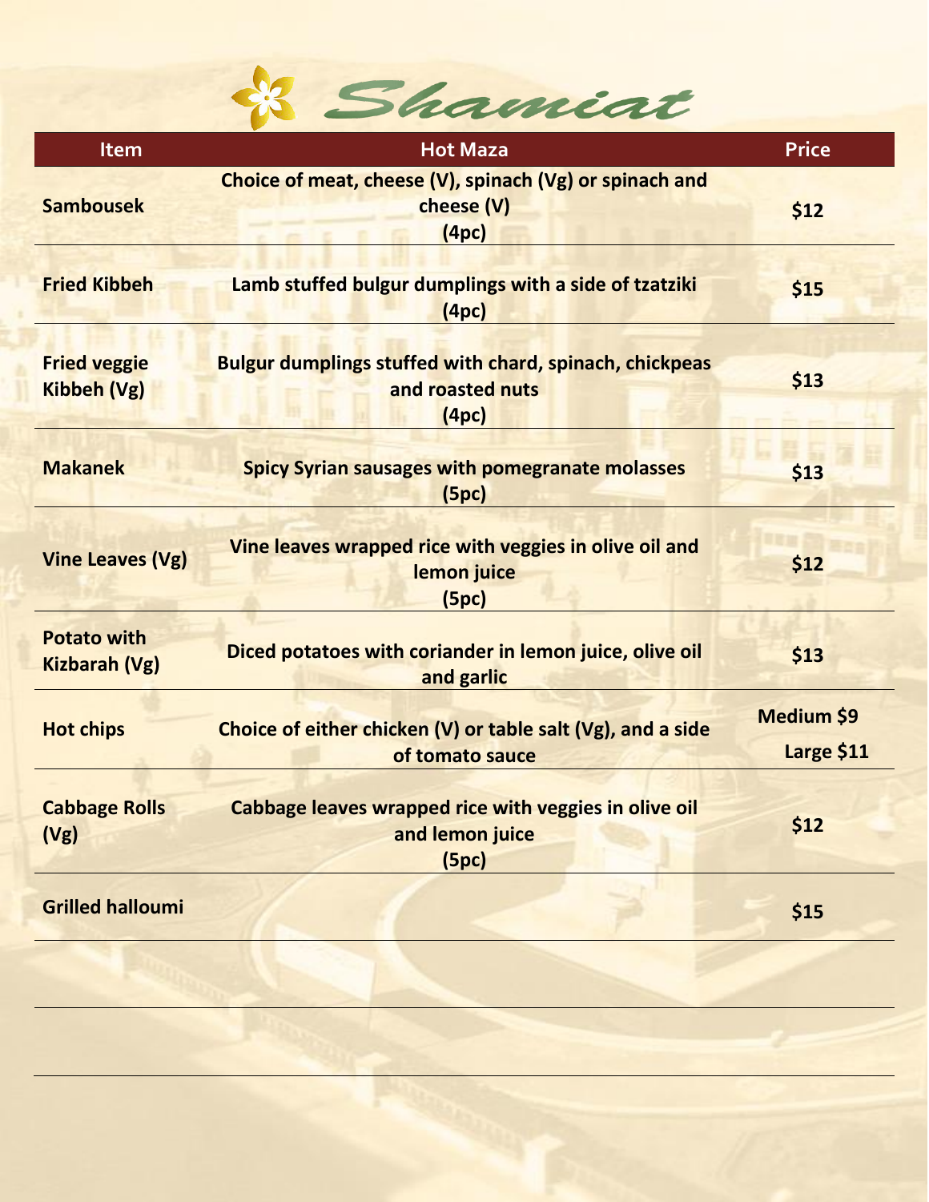# Shamiat

| Item | Hot Maza | Price |
|---|---|---|
| **Sambousek** | **Choice of meat, cheese (V), spinach (Vg) or spinach and cheese (V) (4pc)** | **$12** |
| **Fried Kibbeh** | **Lamb stuffed bulgur dumplings with a side of tzatziki (4pc)** | **$15** |
| **Fried veggie Kibbeh (Vg)** | **Bulgur dumplings stuffed with chard, spinach, chickpeas and roasted nuts (4pc)** | **$13** |
| **Makanek** | **Spicy Syrian sausages with pomegranate molasses (5pc)** | **$13** |
| **Vine Leaves (Vg)** | **Vine leaves wrapped rice with veggies in olive oil and lemon juice (5pc)** | **$12** |
| **Potato with Kizbarah (Vg)** | **Diced potatoes with coriander in lemon juice, olive oil and garlic** | **$13** |
| **Hot chips** | **Choice of either chicken (V) or table salt (Vg), and a side of tomato sauce** | **Medium $9 Large $11** |
| **Cabbage Rolls (Vg)** | **Cabbage leaves wrapped rice with veggies in olive oil and lemon juice (5pc)** | **$12** |
| **Grilled halloumi** | | **$15** |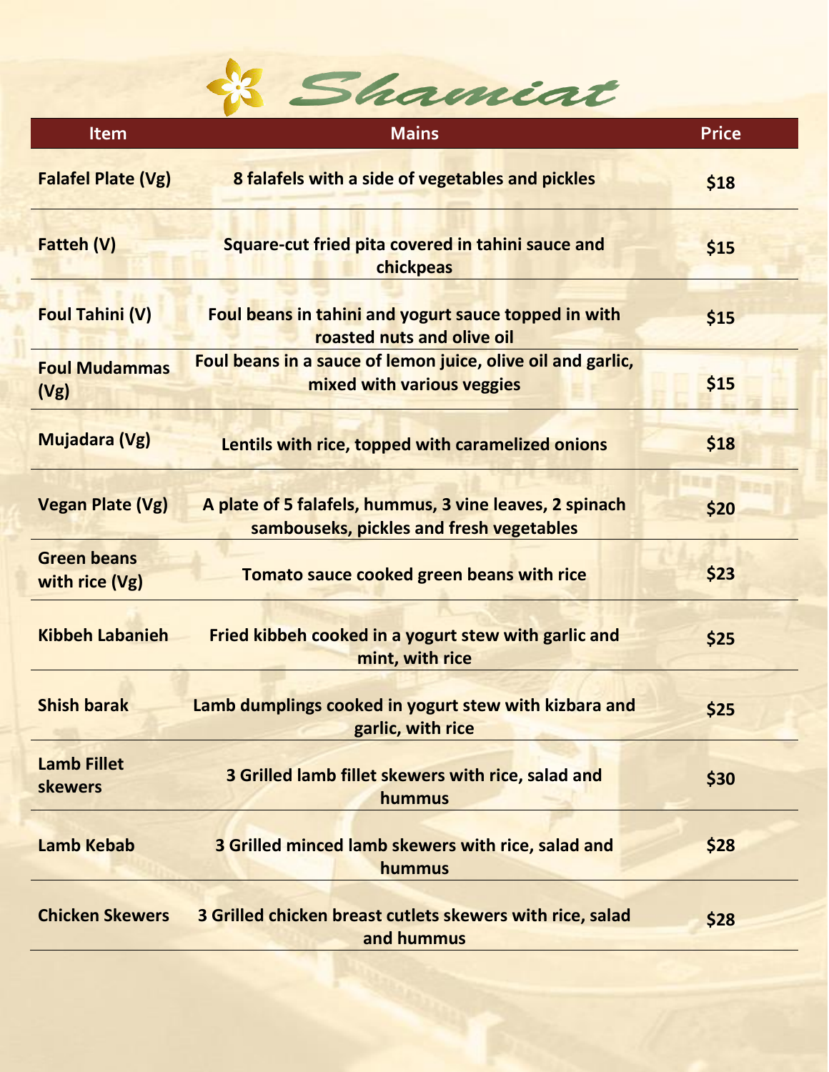# Shamiat

| Item | Mains | Price |
|---|---|---|
| **Falafel Plate (Vg)** | **8 falafels with a side of vegetables and pickles** | **$18** |
| **Fatteh (V)** | **Square-cut fried pita covered in tahini sauce and chickpeas** | **$15** |
| **Foul Tahini (V)** | **Foul beans in tahini and yogurt sauce topped in with roasted nuts and olive oil** | **$15** |
| **Foul Mudammas (Vg)** | **Foul beans in a sauce of lemon juice, olive oil and garlic, mixed with various veggies** | **$15** |
| **Mujadara (Vg)** | **Lentils with rice, topped with caramelized onions** | **$18** |
| **Vegan Plate (Vg)** | **A plate of 5 falafels, hummus, 3 vine leaves, 2 spinach sambouseks, pickles and fresh vegetables** | **$20** |
| **Green beans with rice (Vg)** | **Tomato sauce cooked green beans with rice** | **$23** |
| **Kibbeh Labanieh** | **Fried kibbeh cooked in a yogurt stew with garlic and mint, with rice** | **$25** |
| **Shish barak** | **Lamb dumplings cooked in yogurt stew with kizbara and garlic, with rice** | **$25** |
| **Lamb Fillet skewers** | **3 Grilled lamb fillet skewers with rice, salad and hummus** | **$30** |
| **Lamb Kebab** | **3 Grilled minced lamb skewers with rice, salad and hummus** | **$28** |
| **Chicken Skewers** | **3 Grilled chicken breast cutlets skewers with rice, salad and hummus** | **$28** |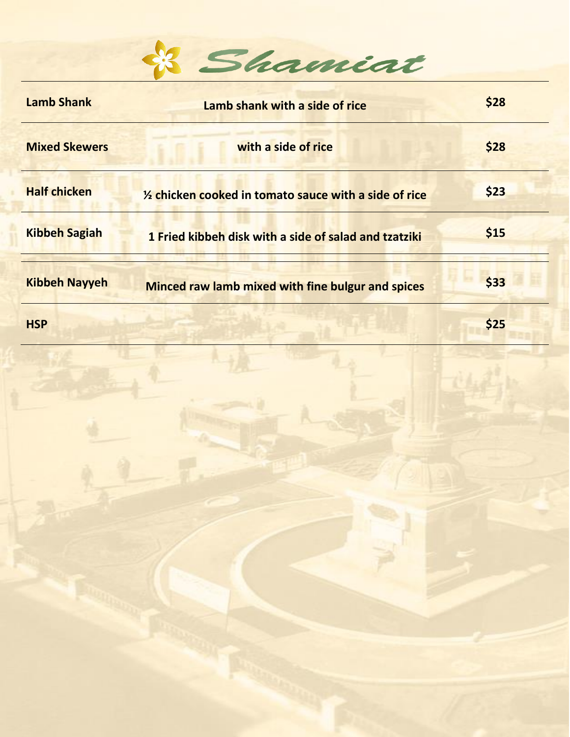# Shamiat

| Item | Description | Price |
| --- | --- | --- |
| **Lamb Shank** | **Lamb shank with a side of rice** | **$28** |
| **Mixed Skewers** | **with a side of rice** | **$28** |
| **Half chicken** | **½ chicken cooked in tomato sauce with a side of rice** | **$23** |
| **Kibbeh Sagiah** | **1 Fried kibbeh disk with a side of salad and tzatziki** | **$15** |
| **Kibbeh Nayyeh** | **Minced raw lamb mixed with fine bulgur and spices** | **$33** |
| **HSP** | | **$25** |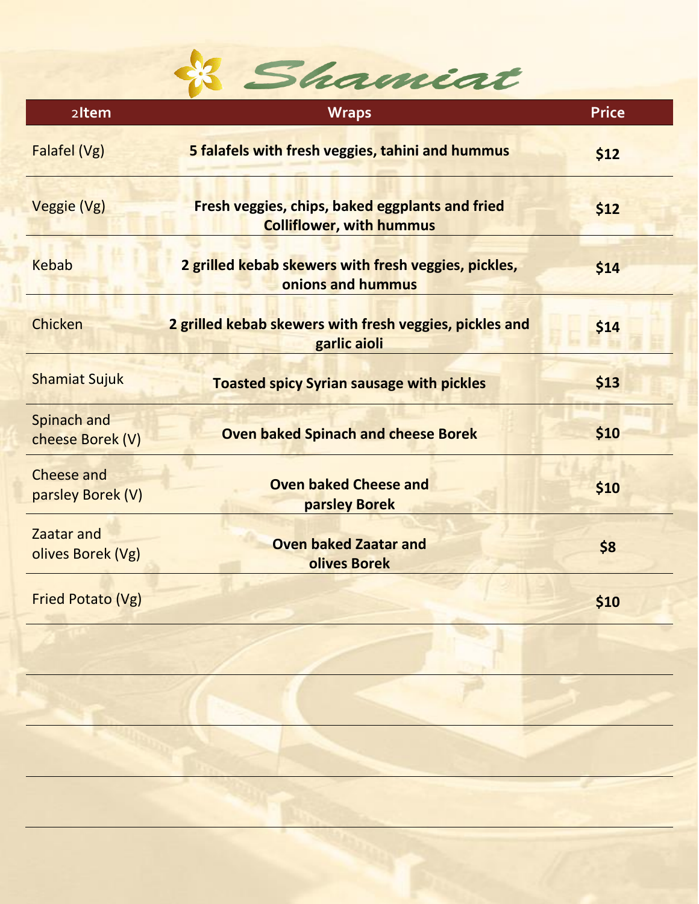# Shamiat

| 2Item | Wraps | Price |
|---|---|---|
| Falafel (Vg) | **5 falafels with fresh veggies, tahini and hummus** | **$12** |
| Veggie (Vg) | **Fresh veggies, chips, baked eggplants and fried Colliflower, with hummus** | **$12** |
| Kebab | **2 grilled kebab skewers with fresh veggies, pickles, onions and hummus** | **$14** |
| Chicken | **2 grilled kebab skewers with fresh veggies, pickles and garlic aioli** | **$14** |
| Shamiat Sujuk | **Toasted spicy Syrian sausage with pickles** | **$13** |
| Spinach and cheese Borek (V) | **Oven baked Spinach and cheese Borek** | **$10** |
| Cheese and parsley Borek (V) | **Oven baked Cheese and parsley Borek** | **$10** |
| Zaatar and olives Borek (Vg) | **Oven baked Zaatar and olives Borek** | **$8** |
| Fried Potato (Vg) | | **$10** |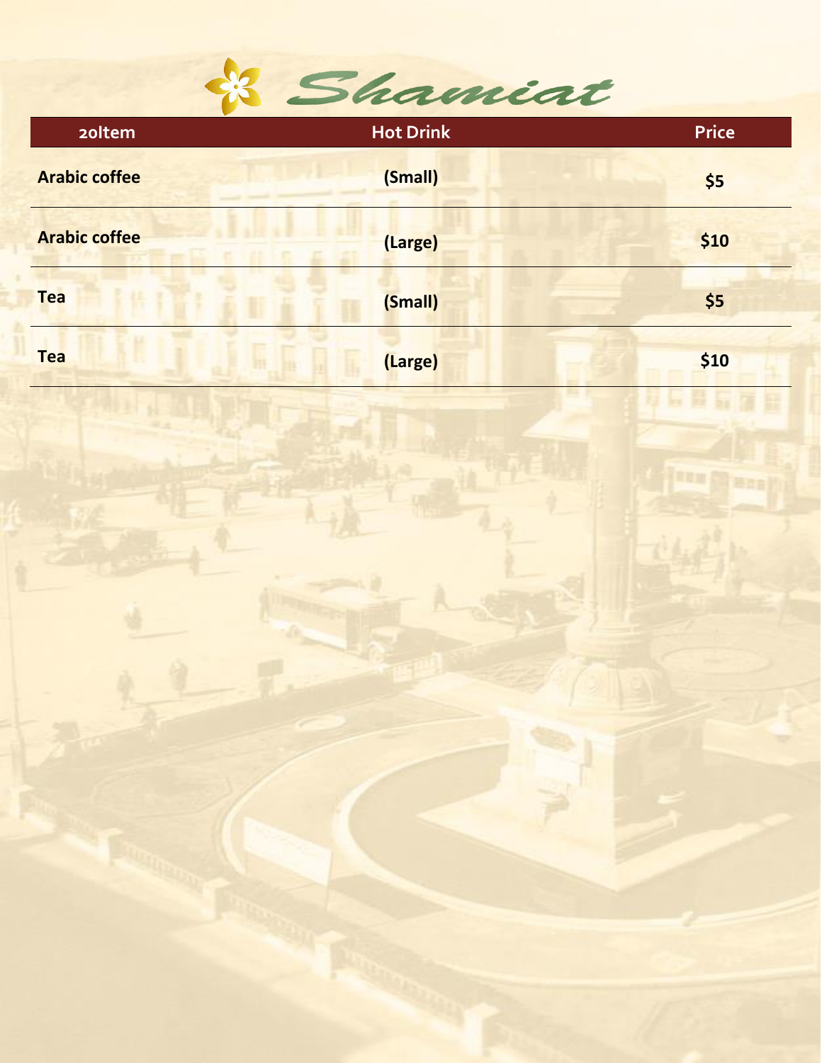# Shamiat

| 20Item | Hot Drink | Price |
| --- | --- | --- |
| **Arabic coffee** | **(Small)** | **$5** |
| **Arabic coffee** | **(Large)** | **$10** |
| **Tea** | **(Small)** | **$5** |
| **Tea** | **(Large)** | **$10** |